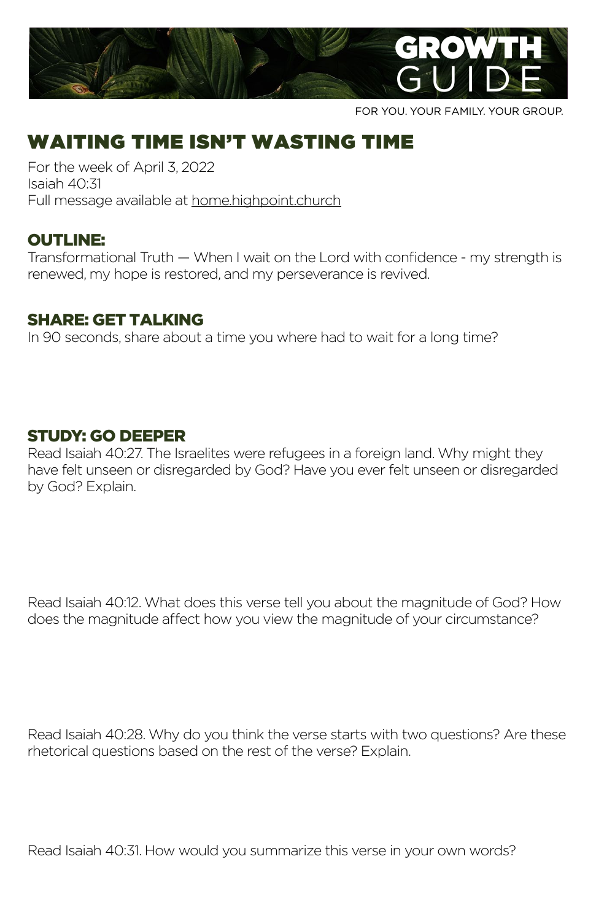# GROWTH GUIDE

FOR YOU. YOUR FAMILY. YOUR GROUP.

## WAITING TIME ISN'T WASTING TIME

For the week of April 3, 2022
Isaiah 40:31
Full message available at home.highpoint.church

### OUTLINE:

Transformational Truth — When I wait on the Lord with confidence - my strength is renewed, my hope is restored, and my perseverance is revived.

### SHARE: GET TALKING

In 90 seconds, share about a time you where had to wait for a long time?

### STUDY: GO DEEPER

Read Isaiah 40:27. The Israelites were refugees in a foreign land. Why might they have felt unseen or disregarded by God? Have you ever felt unseen or disregarded by God? Explain.

Read Isaiah 40:12. What does this verse tell you about the magnitude of God? How does the magnitude affect how you view the magnitude of your circumstance?

Read Isaiah 40:28. Why do you think the verse starts with two questions? Are these rhetorical questions based on the rest of the verse? Explain.

Read Isaiah 40:31. How would you summarize this verse in your own words?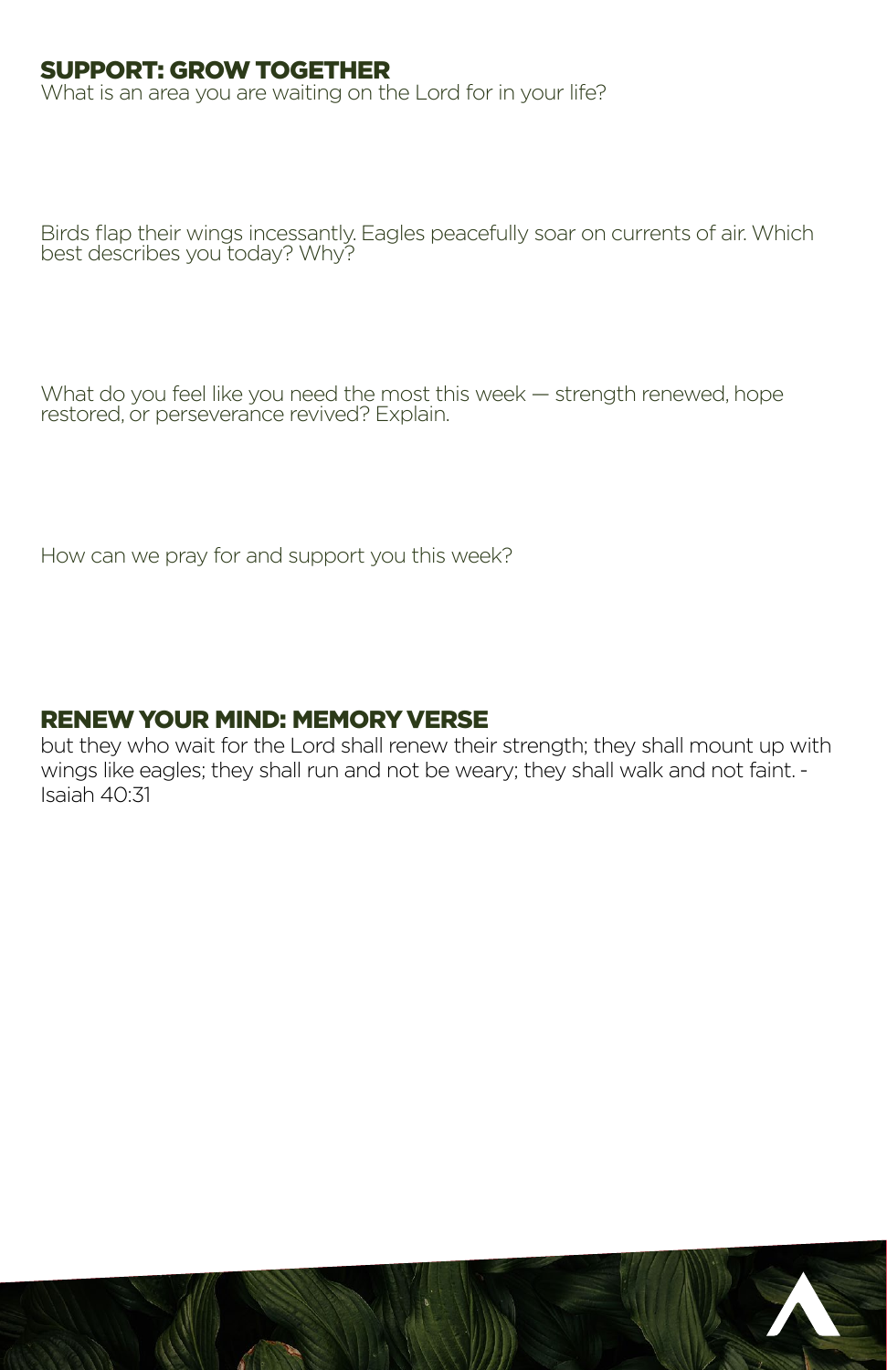## SUPPORT: GROW TOGETHER

What is an area you are waiting on the Lord for in your life?

Birds flap their wings incessantly. Eagles peacefully soar on currents of air. Which best describes you today? Why?

What do you feel like you need the most this week — strength renewed, hope restored, or perseverance revived? Explain.

How can we pray for and support you this week?

## RENEW YOUR MIND: MEMORY VERSE

but they who wait for the Lord shall renew their strength; they shall mount up with wings like eagles; they shall run and not be weary; they shall walk and not faint. - Isaiah 40:31